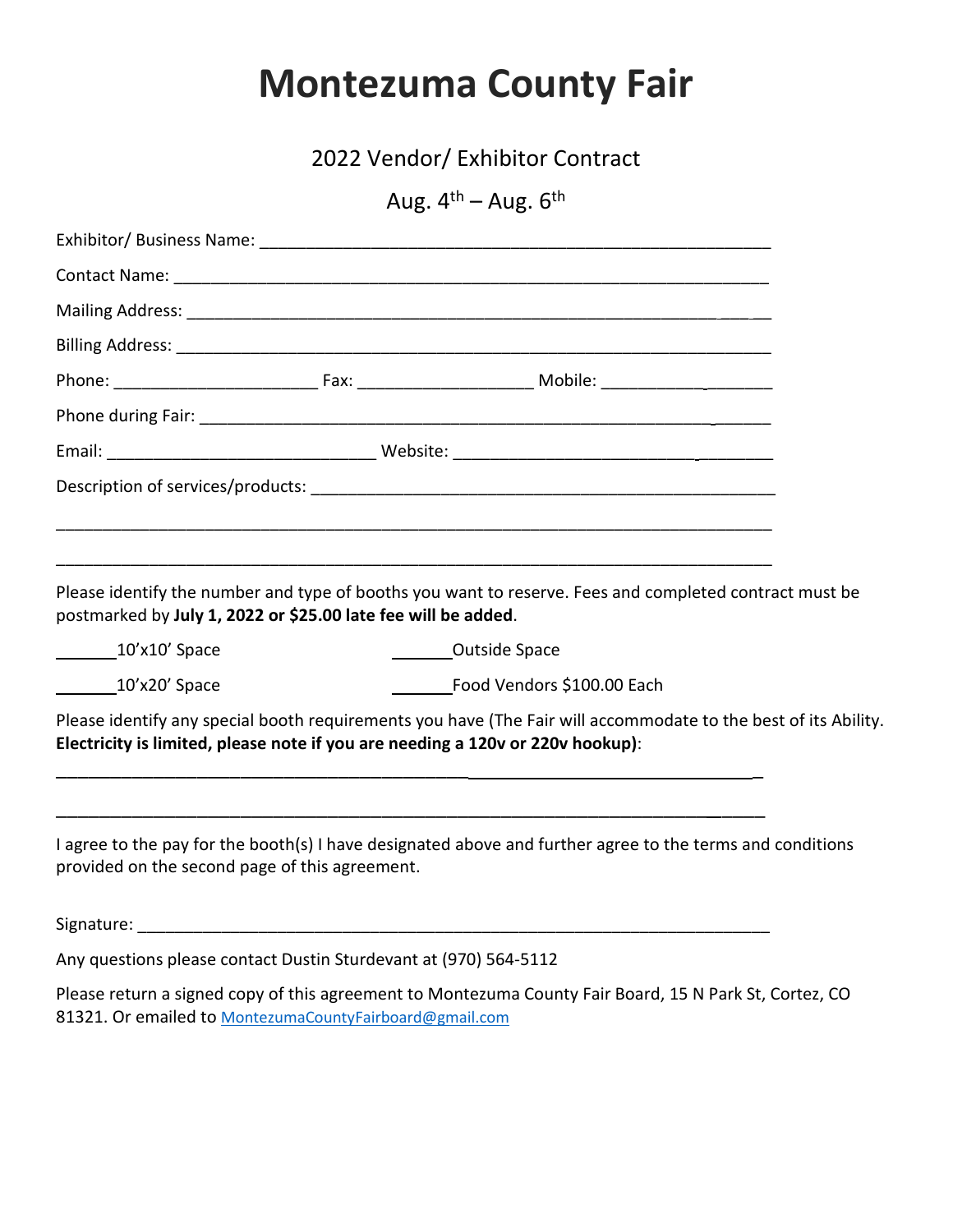# Montezuma County Fair

2022 Vendor/ Exhibitor Contract

Aug. $4^{th}$ – Aug. $6^{th}$

Exhibitor/ Business Name: ________________________________________________________

Contact Name: _________________________________________________________________

Mailing Address: _______________________________________________________________

Billing Address: ________________________________________________________________

Phone: ______________________ Fax: ___________________ Mobile: ___________________

Phone during Fair: _______________________________________________________________

Email: _____________________________ Website: ___________________________________

Description of services/products: ___________________________________________________

_________________________________________________________________________________

_________________________________________________________________________________

Please identify the number and type of booths you want to reserve. Fees and completed contract must be postmarked by **July 1, 2022 or $25.00 late fee will be added**.

_______10'x10' Space _______Outside Space

_______10'x20' Space _______Food Vendors $100.00 Each

Please identify any special booth requirements you have (The Fair will accommodate to the best of its Ability. **Electricity is limited, please note if you are needing a 120v or 220v hookup)**:

_________________________________________________________________________________

_________________________________________________________________________________

I agree to the pay for the booth(s) I have designated above and further agree to the terms and conditions provided on the second page of this agreement.

Signature: _____________________________________________________________________

Any questions please contact Dustin Sturdevant at (970) 564-5112

Please return a signed copy of this agreement to Montezuma County Fair Board, 15 N Park St, Cortez, CO 81321. Or emailed to MontezumaCountyFairboard@gmail.com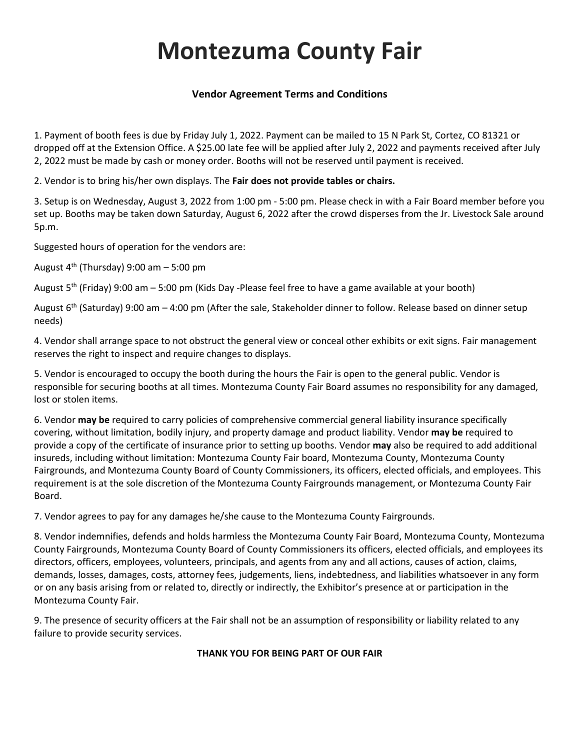# Montezuma County Fair

**Vendor Agreement Terms and Conditions**

1. Payment of booth fees is due by Friday July 1, 2022. Payment can be mailed to 15 N Park St, Cortez, CO 81321 or dropped off at the Extension Office. A $25.00 late fee will be applied after July 2, 2022 and payments received after July 2, 2022 must be made by cash or money order. Booths will not be reserved until payment is received.

2. Vendor is to bring his/her own displays. The **Fair does not provide tables or chairs.**

3. Setup is on Wednesday, August 3, 2022 from 1:00 pm - 5:00 pm. Please check in with a Fair Board member before you set up. Booths may be taken down Saturday, August 6, 2022 after the crowd disperses from the Jr. Livestock Sale around 5p.m.

Suggested hours of operation for the vendors are:

August 4th (Thursday) 9:00 am – 5:00 pm

August 5th (Friday) 9:00 am – 5:00 pm (Kids Day -Please feel free to have a game available at your booth)

August 6th (Saturday) 9:00 am – 4:00 pm (After the sale, Stakeholder dinner to follow. Release based on dinner setup needs)

4. Vendor shall arrange space to not obstruct the general view or conceal other exhibits or exit signs. Fair management reserves the right to inspect and require changes to displays.

5. Vendor is encouraged to occupy the booth during the hours the Fair is open to the general public. Vendor is responsible for securing booths at all times. Montezuma County Fair Board assumes no responsibility for any damaged, lost or stolen items.

6. Vendor **may be** required to carry policies of comprehensive commercial general liability insurance specifically covering, without limitation, bodily injury, and property damage and product liability. Vendor **may be** required to provide a copy of the certificate of insurance prior to setting up booths. Vendor **may** also be required to add additional insureds, including without limitation: Montezuma County Fair board, Montezuma County, Montezuma County Fairgrounds, and Montezuma County Board of County Commissioners, its officers, elected officials, and employees. This requirement is at the sole discretion of the Montezuma County Fairgrounds management, or Montezuma County Fair Board.

7. Vendor agrees to pay for any damages he/she cause to the Montezuma County Fairgrounds.

8. Vendor indemnifies, defends and holds harmless the Montezuma County Fair Board, Montezuma County, Montezuma County Fairgrounds, Montezuma County Board of County Commissioners its officers, elected officials, and employees its directors, officers, employees, volunteers, principals, and agents from any and all actions, causes of action, claims, demands, losses, damages, costs, attorney fees, judgements, liens, indebtedness, and liabilities whatsoever in any form or on any basis arising from or related to, directly or indirectly, the Exhibitor's presence at or participation in the Montezuma County Fair.

9. The presence of security officers at the Fair shall not be an assumption of responsibility or liability related to any failure to provide security services.

**THANK YOU FOR BEING PART OF OUR FAIR**